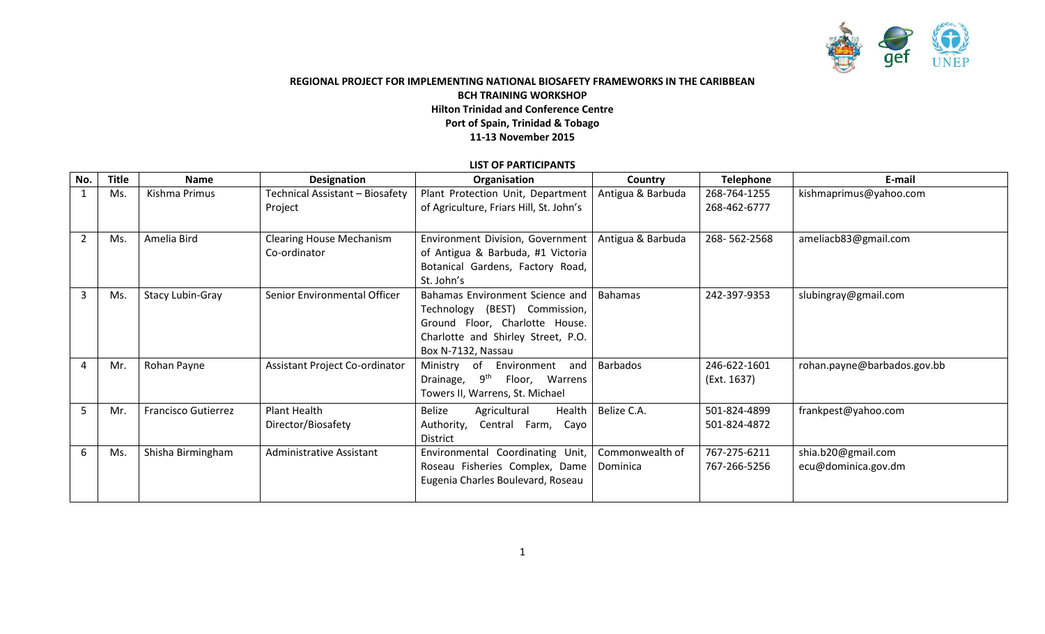**REGIONAL PROJECT FOR IMPLEMENTING NATIONAL BIOSAFETY FRAMEWORKS IN THE CARIBBEAN**

**BCH TRAINING WORKSHOP**

**Hilton Trinidad and Conference Centre**

**Port of Spain, Trinidad & Tobago**

**11-13 November 2015**

**LIST OF PARTICIPANTS**

| No. | Title | Name | Designation | Organisation | Country | Telephone | E-mail |
|---|---|---|---|---|---|---|---|
| 1 | Ms. | Kishma Primus | Technical Assistant – Biosafety Project | Plant Protection Unit, Department of Agriculture, Friars Hill, St. John's | Antigua & Barbuda | 268-764-1255<br>268-462-6777 | kishmaprimus@yahoo.com |
| 2 | Ms. | Amelia Bird | Clearing House Mechanism Co-ordinator | Environment Division, Government of Antigua & Barbuda, #1 Victoria Botanical Gardens, Factory Road, St. John's | Antigua & Barbuda | 268- 562-2568 | ameliacb83@gmail.com |
| 3 | Ms. | Stacy Lubin-Gray | Senior Environmental Officer | Bahamas Environment Science and Technology (BEST) Commission, Ground Floor, Charlotte House. Charlotte and Shirley Street, P.O. Box N-7132, Nassau | Bahamas | 242-397-9353 | slubingray@gmail.com |
| 4 | Mr. | Rohan Payne | Assistant Project Co-ordinator | Ministry of Environment and Drainage, 9th Floor, Warrens Towers II, Warrens, St. Michael | Barbados | 246-622-1601<br>(Ext. 1637) | rohan.payne@barbados.gov.bb |
| 5 | Mr. | Francisco Gutierrez | Plant Health Director/Biosafety | Belize Agricultural Health Authority, Central Farm, Cayo District | Belize C.A. | 501-824-4899<br>501-824-4872 | frankpest@yahoo.com |
| 6 | Ms. | Shisha Birmingham | Administrative Assistant | Environmental Coordinating Unit, Roseau Fisheries Complex, Dame Eugenia Charles Boulevard, Roseau | Commonwealth of Dominica | 767-275-6211<br>767-266-5256 | shia.b20@gmail.com<br>ecu@dominica.gov.dm |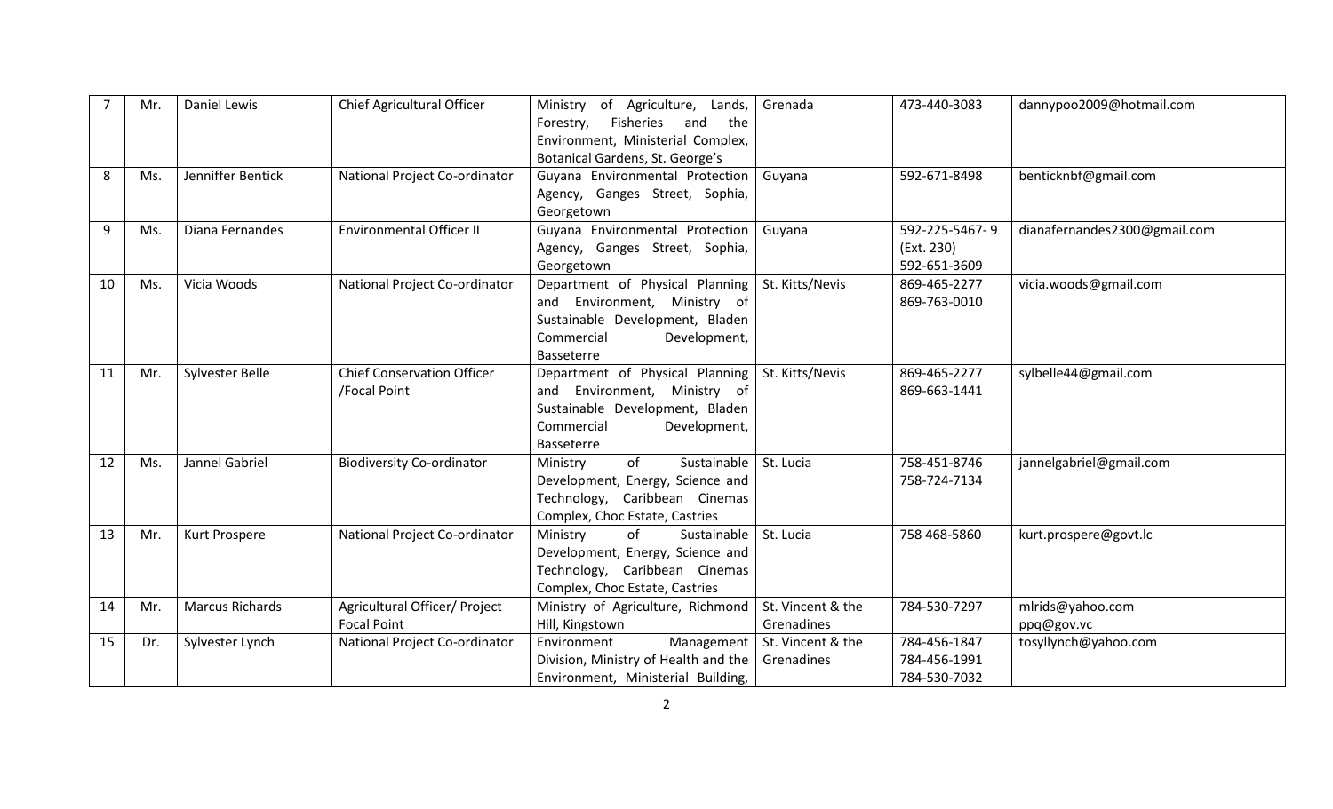| 7 | Mr. | Daniel Lewis | Chief Agricultural Officer | Ministry of Agriculture, Lands, Forestry, Fisheries and the Environment, Ministerial Complex, Botanical Gardens, St. George's | Grenada | 473-440-3083 | dannypoo2009@hotmail.com |
|---|---|---|---|---|---|---|---|
| 8 | Ms. | Jenniffer Bentick | National Project Co-ordinator | Guyana Environmental Protection Agency, Ganges Street, Sophia, Georgetown | Guyana | 592-671-8498 | benticknbf@gmail.com |
| 9 | Ms. | Diana Fernandes | Environmental Officer II | Guyana Environmental Protection Agency, Ganges Street, Sophia, Georgetown | Guyana | 592-225-5467- 9 (Ext. 230) 592-651-3609 | dianafernandes2300@gmail.com |
| 10 | Ms. | Vicia Woods | National Project Co-ordinator | Department of Physical Planning and Environment, Ministry of Sustainable Development, Bladen Commercial Development, Basseterre | St. Kitts/Nevis | 869-465-2277 869-763-0010 | vicia.woods@gmail.com |
| 11 | Mr. | Sylvester Belle | Chief Conservation Officer /Focal Point | Department of Physical Planning and Environment, Ministry of Sustainable Development, Bladen Commercial Development, Basseterre | St. Kitts/Nevis | 869-465-2277 869-663-1441 | sylbelle44@gmail.com |
| 12 | Ms. | Jannel Gabriel | Biodiversity Co-ordinator | Ministry of Sustainable Development, Energy, Science and Technology, Caribbean Cinemas Complex, Choc Estate, Castries | St. Lucia | 758-451-8746 758-724-7134 | jannelgabriel@gmail.com |
| 13 | Mr. | Kurt Prospere | National Project Co-ordinator | Ministry of Sustainable Development, Energy, Science and Technology, Caribbean Cinemas Complex, Choc Estate, Castries | St. Lucia | 758 468-5860 | kurt.prospere@govt.lc |
| 14 | Mr. | Marcus Richards | Agricultural Officer/ Project Focal Point | Ministry of Agriculture, Richmond Hill, Kingstown | St. Vincent & the Grenadines | 784-530-7297 | mlrids@yahoo.com ppq@gov.vc |
| 15 | Dr. | Sylvester Lynch | National Project Co-ordinator | Environment Management Division, Ministry of Health and the Environment, Ministerial Building, | St. Vincent & the Grenadines | 784-456-1847 784-456-1991 784-530-7032 | tosyllynch@yahoo.com |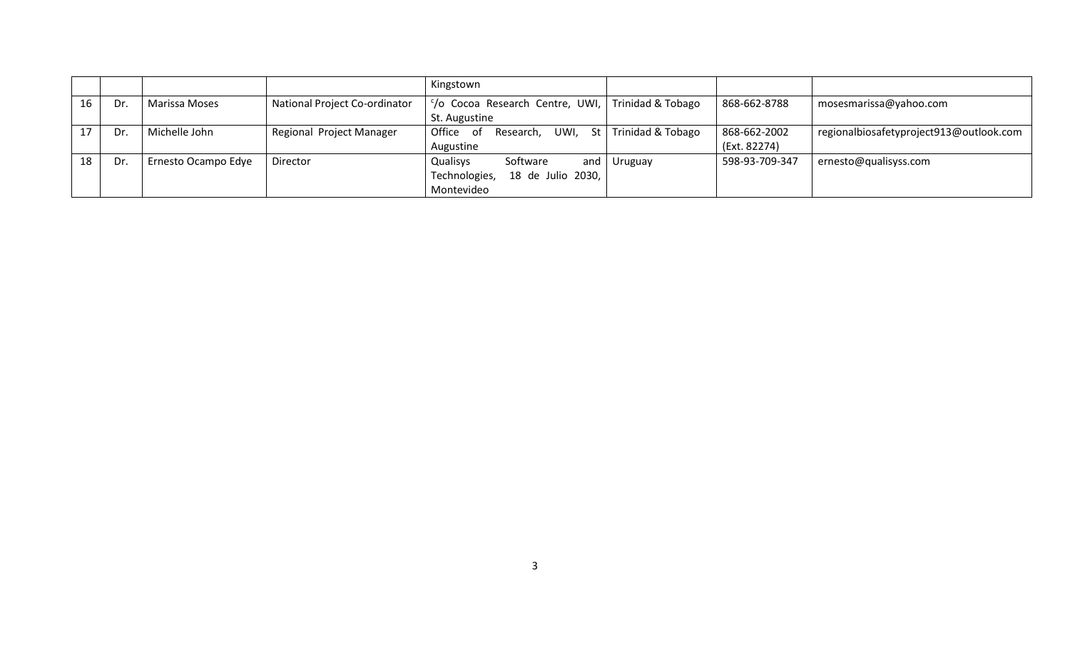| | | | | | | | |
|---|---|---|---|---|---|---|---|
| | | | | Kingstown | | | |
| 16 | Dr. | Marissa Moses | National Project Co-ordinator | c/o Cocoa Research Centre, UWI, St. Augustine | Trinidad & Tobago | 868-662-8788 | mosesmarissa@yahoo.com |
| 17 | Dr. | Michelle John | Regional Project Manager | Office of Research, UWI, St Augustine | Trinidad & Tobago | 868-662-2002 (Ext. 82274) | regionalbiosafetyproject913@outlook.com |
| 18 | Dr. | Ernesto Ocampo Edye | Director | Qualisys Software and Technologies, 18 de Julio 2030, Montevideo | Uruguay | 598-93-709-347 | ernesto@qualisyss.com |